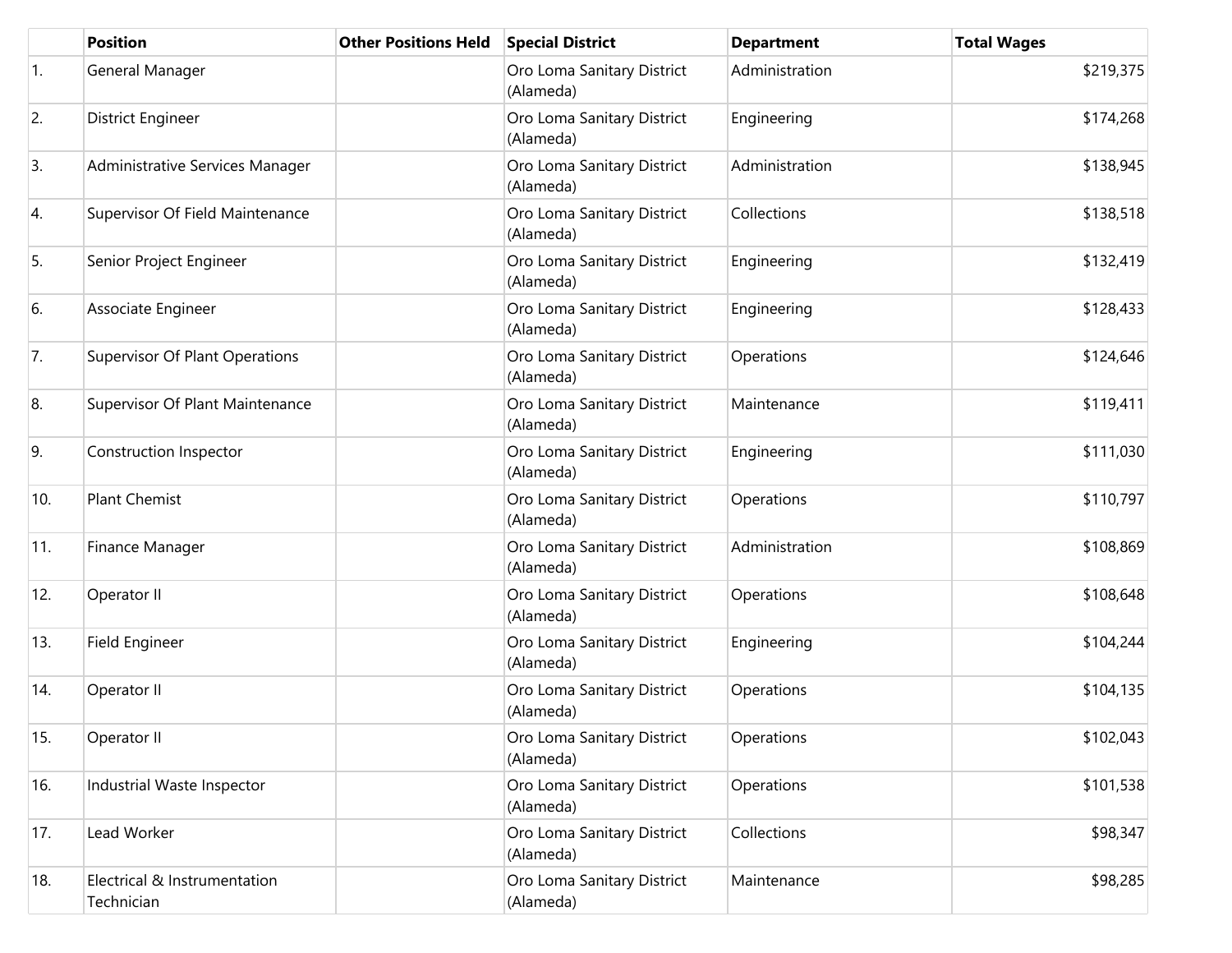| | Position | Other Positions Held | Special District | Department | Total Wages |
|---|---|---|---|---|---|
| 1. | General Manager | | Oro Loma Sanitary District (Alameda) | Administration | $219,375 |
| 2. | District Engineer | | Oro Loma Sanitary District (Alameda) | Engineering | $174,268 |
| 3. | Administrative Services Manager | | Oro Loma Sanitary District (Alameda) | Administration | $138,945 |
| 4. | Supervisor Of Field Maintenance | | Oro Loma Sanitary District (Alameda) | Collections | $138,518 |
| 5. | Senior Project Engineer | | Oro Loma Sanitary District (Alameda) | Engineering | $132,419 |
| 6. | Associate Engineer | | Oro Loma Sanitary District (Alameda) | Engineering | $128,433 |
| 7. | Supervisor Of Plant Operations | | Oro Loma Sanitary District (Alameda) | Operations | $124,646 |
| 8. | Supervisor Of Plant Maintenance | | Oro Loma Sanitary District (Alameda) | Maintenance | $119,411 |
| 9. | Construction Inspector | | Oro Loma Sanitary District (Alameda) | Engineering | $111,030 |
| 10. | Plant Chemist | | Oro Loma Sanitary District (Alameda) | Operations | $110,797 |
| 11. | Finance Manager | | Oro Loma Sanitary District (Alameda) | Administration | $108,869 |
| 12. | Operator II | | Oro Loma Sanitary District (Alameda) | Operations | $108,648 |
| 13. | Field Engineer | | Oro Loma Sanitary District (Alameda) | Engineering | $104,244 |
| 14. | Operator II | | Oro Loma Sanitary District (Alameda) | Operations | $104,135 |
| 15. | Operator II | | Oro Loma Sanitary District (Alameda) | Operations | $102,043 |
| 16. | Industrial Waste Inspector | | Oro Loma Sanitary District (Alameda) | Operations | $101,538 |
| 17. | Lead Worker | | Oro Loma Sanitary District (Alameda) | Collections | $98,347 |
| 18. | Electrical & Instrumentation Technician | | Oro Loma Sanitary District (Alameda) | Maintenance | $98,285 |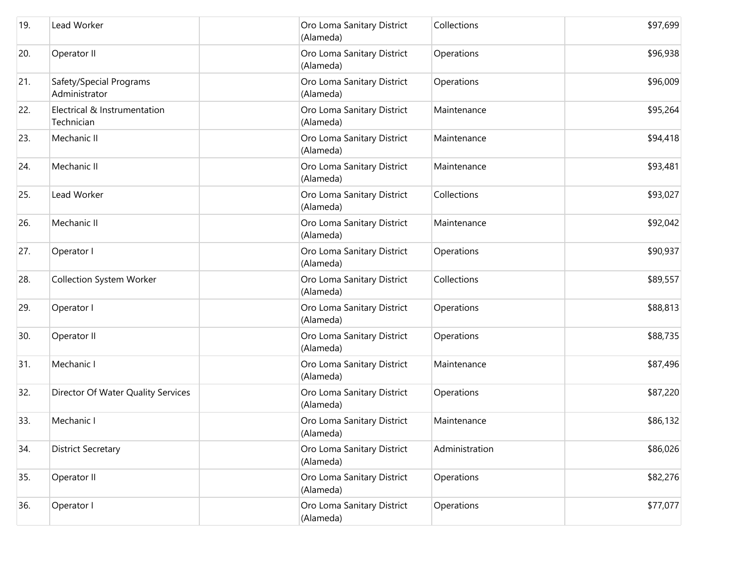| | | | | | |
|---|---|---|---|---|---|
| 19. | Lead Worker | | Oro Loma Sanitary District (Alameda) | Collections | $97,699 |
| 20. | Operator II | | Oro Loma Sanitary District (Alameda) | Operations | $96,938 |
| 21. | Safety/Special Programs Administrator | | Oro Loma Sanitary District (Alameda) | Operations | $96,009 |
| 22. | Electrical & Instrumentation Technician | | Oro Loma Sanitary District (Alameda) | Maintenance | $95,264 |
| 23. | Mechanic II | | Oro Loma Sanitary District (Alameda) | Maintenance | $94,418 |
| 24. | Mechanic II | | Oro Loma Sanitary District (Alameda) | Maintenance | $93,481 |
| 25. | Lead Worker | | Oro Loma Sanitary District (Alameda) | Collections | $93,027 |
| 26. | Mechanic II | | Oro Loma Sanitary District (Alameda) | Maintenance | $92,042 |
| 27. | Operator I | | Oro Loma Sanitary District (Alameda) | Operations | $90,937 |
| 28. | Collection System Worker | | Oro Loma Sanitary District (Alameda) | Collections | $89,557 |
| 29. | Operator I | | Oro Loma Sanitary District (Alameda) | Operations | $88,813 |
| 30. | Operator II | | Oro Loma Sanitary District (Alameda) | Operations | $88,735 |
| 31. | Mechanic I | | Oro Loma Sanitary District (Alameda) | Maintenance | $87,496 |
| 32. | Director Of Water Quality Services | | Oro Loma Sanitary District (Alameda) | Operations | $87,220 |
| 33. | Mechanic I | | Oro Loma Sanitary District (Alameda) | Maintenance | $86,132 |
| 34. | District Secretary | | Oro Loma Sanitary District (Alameda) | Administration | $86,026 |
| 35. | Operator II | | Oro Loma Sanitary District (Alameda) | Operations | $82,276 |
| 36. | Operator I | | Oro Loma Sanitary District (Alameda) | Operations | $77,077 |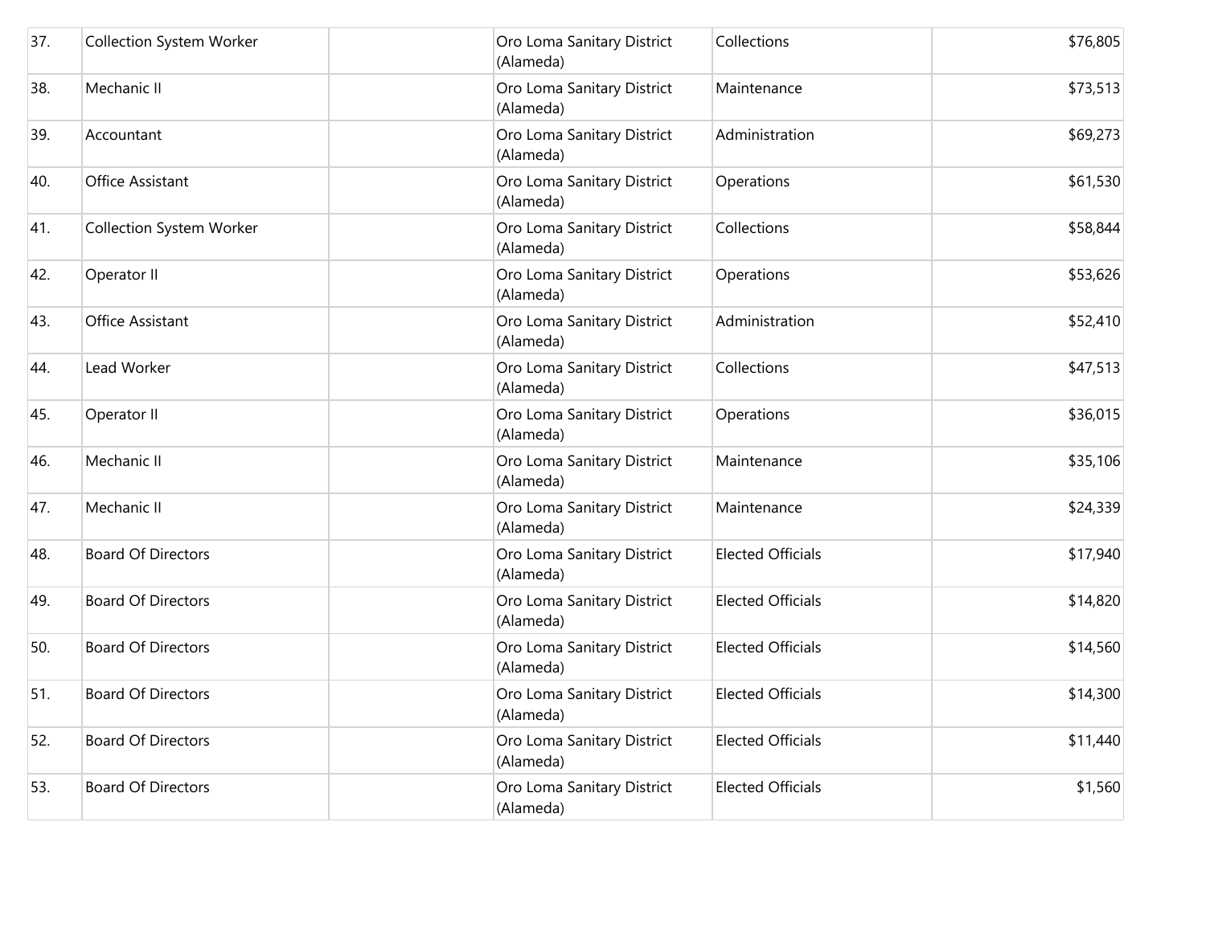| | | | | | |
|---|---|---|---|---|---|
| 37. | Collection System Worker | | Oro Loma Sanitary District (Alameda) | Collections | $76,805 |
| 38. | Mechanic II | | Oro Loma Sanitary District (Alameda) | Maintenance | $73,513 |
| 39. | Accountant | | Oro Loma Sanitary District (Alameda) | Administration | $69,273 |
| 40. | Office Assistant | | Oro Loma Sanitary District (Alameda) | Operations | $61,530 |
| 41. | Collection System Worker | | Oro Loma Sanitary District (Alameda) | Collections | $58,844 |
| 42. | Operator II | | Oro Loma Sanitary District (Alameda) | Operations | $53,626 |
| 43. | Office Assistant | | Oro Loma Sanitary District (Alameda) | Administration | $52,410 |
| 44. | Lead Worker | | Oro Loma Sanitary District (Alameda) | Collections | $47,513 |
| 45. | Operator II | | Oro Loma Sanitary District (Alameda) | Operations | $36,015 |
| 46. | Mechanic II | | Oro Loma Sanitary District (Alameda) | Maintenance | $35,106 |
| 47. | Mechanic II | | Oro Loma Sanitary District (Alameda) | Maintenance | $24,339 |
| 48. | Board Of Directors | | Oro Loma Sanitary District (Alameda) | Elected Officials | $17,940 |
| 49. | Board Of Directors | | Oro Loma Sanitary District (Alameda) | Elected Officials | $14,820 |
| 50. | Board Of Directors | | Oro Loma Sanitary District (Alameda) | Elected Officials | $14,560 |
| 51. | Board Of Directors | | Oro Loma Sanitary District (Alameda) | Elected Officials | $14,300 |
| 52. | Board Of Directors | | Oro Loma Sanitary District (Alameda) | Elected Officials | $11,440 |
| 53. | Board Of Directors | | Oro Loma Sanitary District (Alameda) | Elected Officials | $1,560 |